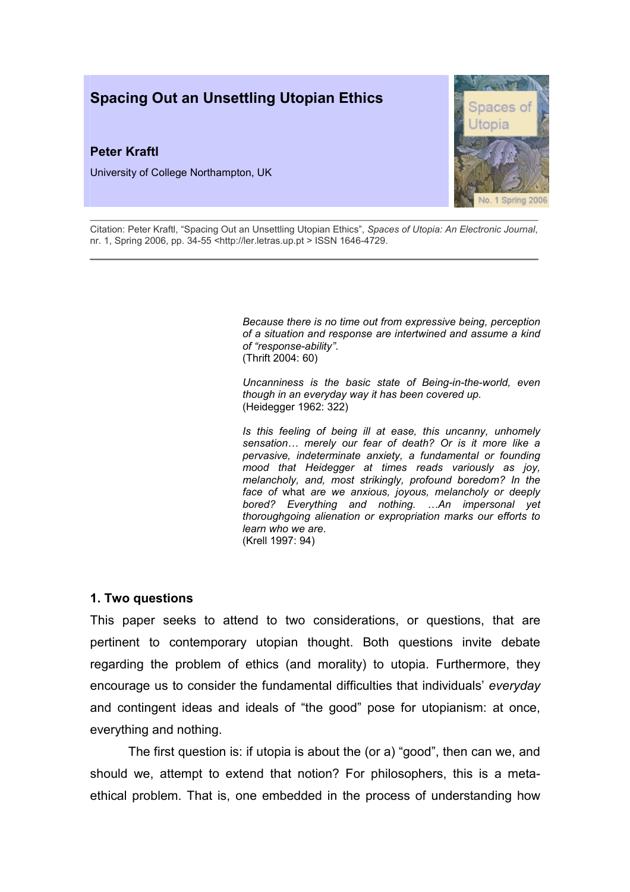# Spacing Out an Unsettling Utopian Ethics

**Peter Kraftl**

University of College Northampton, UK

Citation: Peter Kraftl, "Spacing Out an Unsettling Utopian Ethics", *Spaces of Utopia: An Electronic Journal*, nr. 1, Spring 2006, pp. 34-55 <http://ler.letras.up.pt > ISSN 1646-4729.

> *Because there is no time out from expressive being, perception of a situation and response are intertwined and assume a kind of "response-ability"*.
> (Thrift 2004: 60)

> *Uncanniness is the basic state of Being-in-the-world, even though in an everyday way it has been covered up.*
> (Heidegger 1962: 322)

> *Is this feeling of being ill at ease, this uncanny, unhomely sensation… merely our fear of death? Or is it more like a pervasive, indeterminate anxiety, a fundamental or founding mood that Heidegger at times reads variously as joy, melancholy, and, most strikingly, profound boredom? In the face of* what *are we anxious, joyous, melancholy or deeply bored? Everything and nothing. …An impersonal yet thoroughgoing alienation or expropriation marks our efforts to learn who we are*.
> (Krell 1997: 94)

## 1. Two questions

This paper seeks to attend to two considerations, or questions, that are pertinent to contemporary utopian thought. Both questions invite debate regarding the problem of ethics (and morality) to utopia. Furthermore, they encourage us to consider the fundamental difficulties that individuals' *everyday* and contingent ideas and ideals of "the good" pose for utopianism: at once, everything and nothing.

The first question is: if utopia is about the (or a) "good", then can we, and should we, attempt to extend that notion? For philosophers, this is a meta-ethical problem. That is, one embedded in the process of understanding how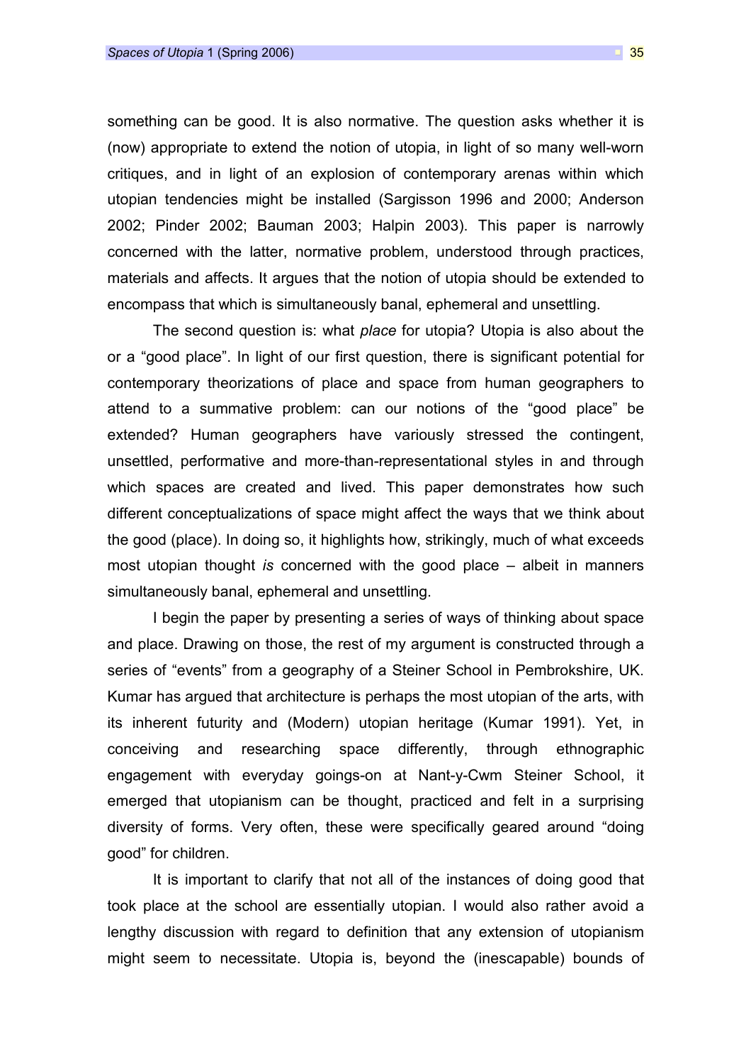something can be good. It is also normative. The question asks whether it is (now) appropriate to extend the notion of utopia, in light of so many well-worn critiques, and in light of an explosion of contemporary arenas within which utopian tendencies might be installed (Sargisson 1996 and 2000; Anderson 2002; Pinder 2002; Bauman 2003; Halpin 2003). This paper is narrowly concerned with the latter, normative problem, understood through practices, materials and affects. It argues that the notion of utopia should be extended to encompass that which is simultaneously banal, ephemeral and unsettling.

The second question is: what *place* for utopia? Utopia is also about the or a "good place". In light of our first question, there is significant potential for contemporary theorizations of place and space from human geographers to attend to a summative problem: can our notions of the "good place" be extended? Human geographers have variously stressed the contingent, unsettled, performative and more-than-representational styles in and through which spaces are created and lived. This paper demonstrates how such different conceptualizations of space might affect the ways that we think about the good (place). In doing so, it highlights how, strikingly, much of what exceeds most utopian thought *is* concerned with the good place – albeit in manners simultaneously banal, ephemeral and unsettling.

I begin the paper by presenting a series of ways of thinking about space and place. Drawing on those, the rest of my argument is constructed through a series of "events" from a geography of a Steiner School in Pembrokshire, UK. Kumar has argued that architecture is perhaps the most utopian of the arts, with its inherent futurity and (Modern) utopian heritage (Kumar 1991). Yet, in conceiving and researching space differently, through ethnographic engagement with everyday goings-on at Nant-y-Cwm Steiner School, it emerged that utopianism can be thought, practiced and felt in a surprising diversity of forms. Very often, these were specifically geared around "doing good" for children.

It is important to clarify that not all of the instances of doing good that took place at the school are essentially utopian. I would also rather avoid a lengthy discussion with regard to definition that any extension of utopianism might seem to necessitate. Utopia is, beyond the (inescapable) bounds of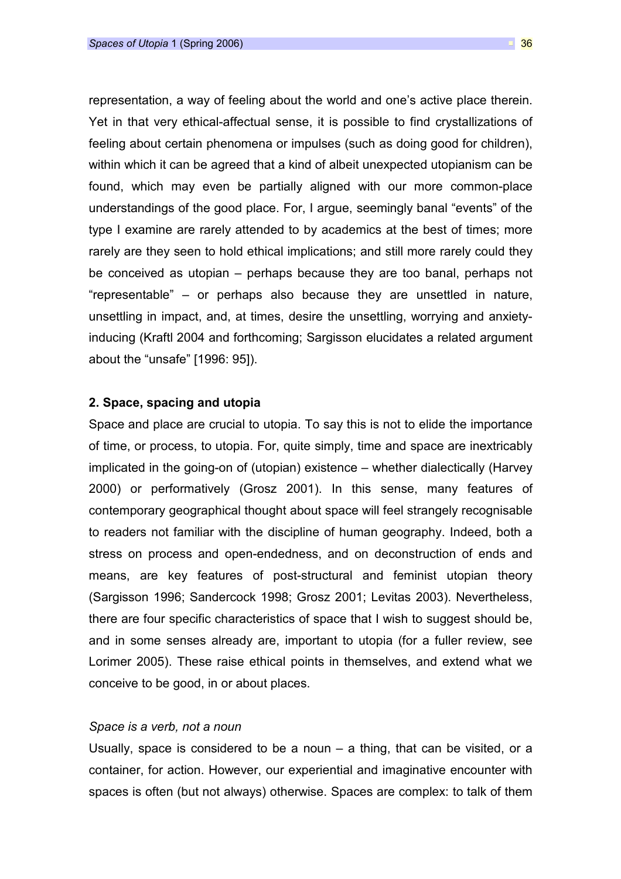representation, a way of feeling about the world and one's active place therein. Yet in that very ethical-affectual sense, it is possible to find crystallizations of feeling about certain phenomena or impulses (such as doing good for children), within which it can be agreed that a kind of albeit unexpected utopianism can be found, which may even be partially aligned with our more common-place understandings of the good place. For, I argue, seemingly banal "events" of the type I examine are rarely attended to by academics at the best of times; more rarely are they seen to hold ethical implications; and still more rarely could they be conceived as utopian – perhaps because they are too banal, perhaps not "representable" – or perhaps also because they are unsettled in nature, unsettling in impact, and, at times, desire the unsettling, worrying and anxiety-inducing (Kraftl 2004 and forthcoming; Sargisson elucidates a related argument about the "unsafe" [1996: 95]).

### 2. Space, spacing and utopia

Space and place are crucial to utopia. To say this is not to elide the importance of time, or process, to utopia. For, quite simply, time and space are inextricably implicated in the going-on of (utopian) existence – whether dialectically (Harvey 2000) or performatively (Grosz 2001). In this sense, many features of contemporary geographical thought about space will feel strangely recognisable to readers not familiar with the discipline of human geography. Indeed, both a stress on process and open-endedness, and on deconstruction of ends and means, are key features of post-structural and feminist utopian theory (Sargisson 1996; Sandercock 1998; Grosz 2001; Levitas 2003). Nevertheless, there are four specific characteristics of space that I wish to suggest should be, and in some senses already are, important to utopia (for a fuller review, see Lorimer 2005). These raise ethical points in themselves, and extend what we conceive to be good, in or about places.

#### *Space is a verb, not a noun*

Usually, space is considered to be a noun – a thing, that can be visited, or a container, for action. However, our experiential and imaginative encounter with spaces is often (but not always) otherwise. Spaces are complex: to talk of them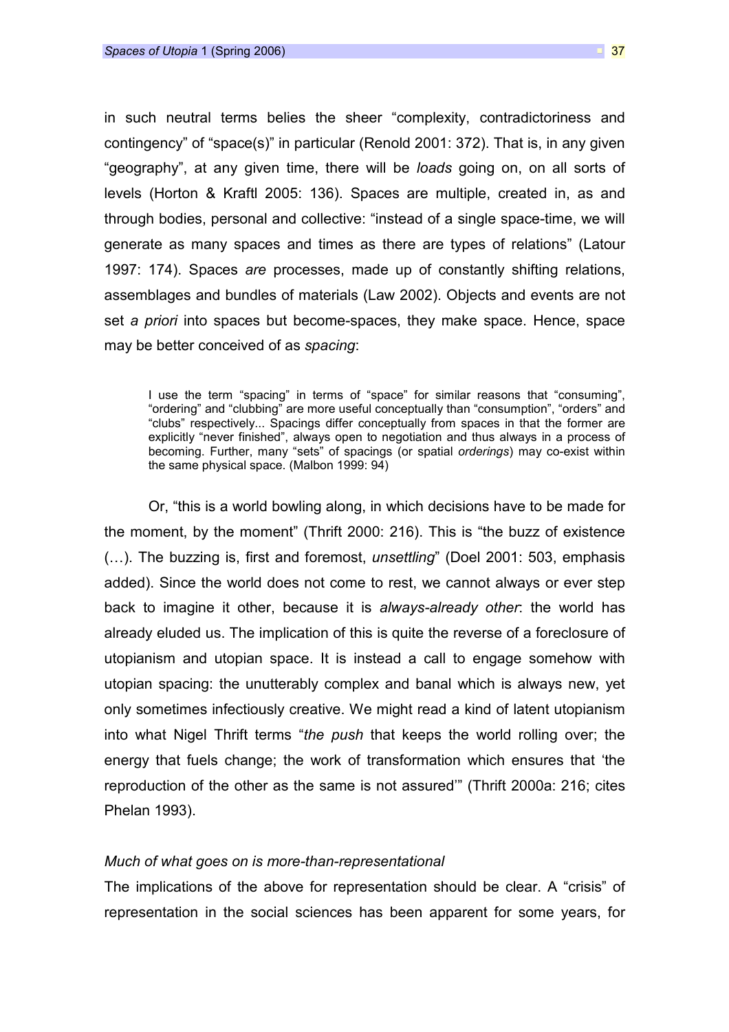in such neutral terms belies the sheer "complexity, contradictoriness and contingency" of "space(s)" in particular (Renold 2001: 372). That is, in any given "geography", at any given time, there will be *loads* going on, on all sorts of levels (Horton & Kraftl 2005: 136). Spaces are multiple, created in, as and through bodies, personal and collective: "instead of a single space-time, we will generate as many spaces and times as there are types of relations" (Latour 1997: 174). Spaces *are* processes, made up of constantly shifting relations, assemblages and bundles of materials (Law 2002). Objects and events are not set *a priori* into spaces but become-spaces, they make space. Hence, space may be better conceived of as *spacing*:

> I use the term "spacing" in terms of "space" for similar reasons that "consuming", "ordering" and "clubbing" are more useful conceptually than "consumption", "orders" and "clubs" respectively... Spacings differ conceptually from spaces in that the former are explicitly "never finished", always open to negotiation and thus always in a process of becoming. Further, many "sets" of spacings (or spatial *orderings*) may co-exist within the same physical space. (Malbon 1999: 94)

Or, "this is a world bowling along, in which decisions have to be made for the moment, by the moment" (Thrift 2000: 216). This is "the buzz of existence (…). The buzzing is, first and foremost, *unsettling*" (Doel 2001: 503, emphasis added). Since the world does not come to rest, we cannot always or ever step back to imagine it other, because it is *always-already other*: the world has already eluded us. The implication of this is quite the reverse of a foreclosure of utopianism and utopian space. It is instead a call to engage somehow with utopian spacing: the unutterably complex and banal which is always new, yet only sometimes infectiously creative. We might read a kind of latent utopianism into what Nigel Thrift terms "*the push* that keeps the world rolling over; the energy that fuels change; the work of transformation which ensures that 'the reproduction of the other as the same is not assured'" (Thrift 2000a: 216; cites Phelan 1993).

### *Much of what goes on is more-than-representational*

The implications of the above for representation should be clear. A "crisis" of representation in the social sciences has been apparent for some years, for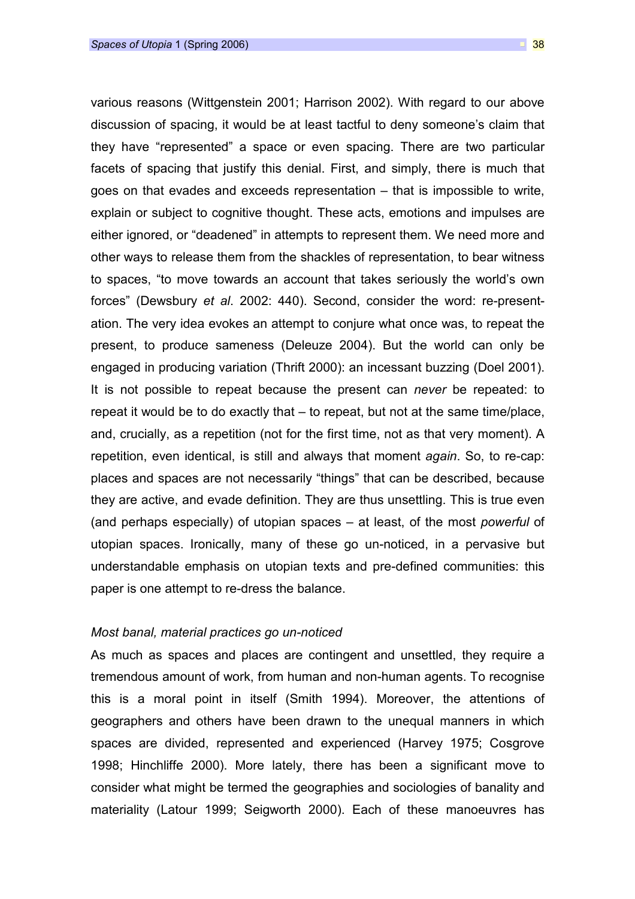various reasons (Wittgenstein 2001; Harrison 2002). With regard to our above discussion of spacing, it would be at least tactful to deny someone's claim that they have "represented" a space or even spacing. There are two particular facets of spacing that justify this denial. First, and simply, there is much that goes on that evades and exceeds representation – that is impossible to write, explain or subject to cognitive thought. These acts, emotions and impulses are either ignored, or "deadened" in attempts to represent them. We need more and other ways to release them from the shackles of representation, to bear witness to spaces, "to move towards an account that takes seriously the world's own forces" (Dewsbury *et al*. 2002: 440). Second, consider the word: re-present-ation. The very idea evokes an attempt to conjure what once was, to repeat the present, to produce sameness (Deleuze 2004). But the world can only be engaged in producing variation (Thrift 2000): an incessant buzzing (Doel 2001). It is not possible to repeat because the present can *never* be repeated: to repeat it would be to do exactly that – to repeat, but not at the same time/place, and, crucially, as a repetition (not for the first time, not as that very moment). A repetition, even identical, is still and always that moment *again*. So, to re-cap: places and spaces are not necessarily "things" that can be described, because they are active, and evade definition. They are thus unsettling. This is true even (and perhaps especially) of utopian spaces – at least, of the most *powerful* of utopian spaces. Ironically, many of these go un-noticed, in a pervasive but understandable emphasis on utopian texts and pre-defined communities: this paper is one attempt to re-dress the balance.

### *Most banal, material practices go un-noticed*

As much as spaces and places are contingent and unsettled, they require a tremendous amount of work, from human and non-human agents. To recognise this is a moral point in itself (Smith 1994). Moreover, the attentions of geographers and others have been drawn to the unequal manners in which spaces are divided, represented and experienced (Harvey 1975; Cosgrove 1998; Hinchliffe 2000). More lately, there has been a significant move to consider what might be termed the geographies and sociologies of banality and materiality (Latour 1999; Seigworth 2000). Each of these manoeuvres has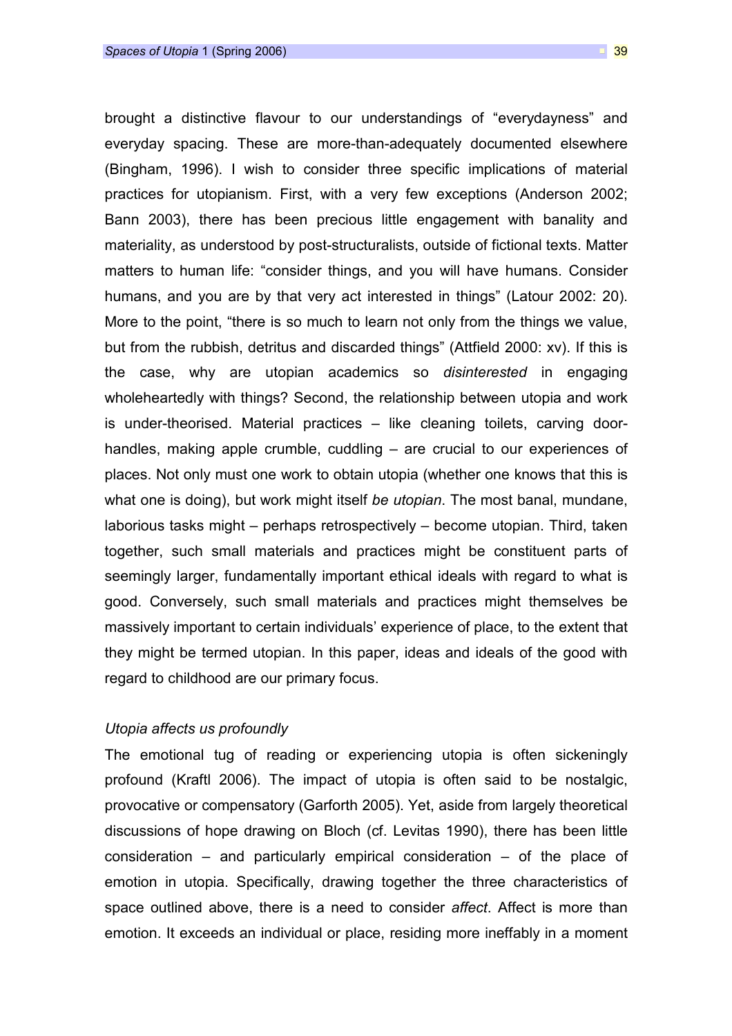brought a distinctive flavour to our understandings of "everydayness" and everyday spacing. These are more-than-adequately documented elsewhere (Bingham, 1996). I wish to consider three specific implications of material practices for utopianism. First, with a very few exceptions (Anderson 2002; Bann 2003), there has been precious little engagement with banality and materiality, as understood by post-structuralists, outside of fictional texts. Matter matters to human life: "consider things, and you will have humans. Consider humans, and you are by that very act interested in things" (Latour 2002: 20). More to the point, "there is so much to learn not only from the things we value, but from the rubbish, detritus and discarded things" (Attfield 2000: xv). If this is the case, why are utopian academics so *disinterested* in engaging wholeheartedly with things? Second, the relationship between utopia and work is under-theorised. Material practices – like cleaning toilets, carving door-handles, making apple crumble, cuddling – are crucial to our experiences of places. Not only must one work to obtain utopia (whether one knows that this is what one is doing), but work might itself *be utopian*. The most banal, mundane, laborious tasks might – perhaps retrospectively – become utopian. Third, taken together, such small materials and practices might be constituent parts of seemingly larger, fundamentally important ethical ideals with regard to what is good. Conversely, such small materials and practices might themselves be massively important to certain individuals' experience of place, to the extent that they might be termed utopian. In this paper, ideas and ideals of the good with regard to childhood are our primary focus.

### *Utopia affects us profoundly*

The emotional tug of reading or experiencing utopia is often sickeningly profound (Kraftl 2006). The impact of utopia is often said to be nostalgic, provocative or compensatory (Garforth 2005). Yet, aside from largely theoretical discussions of hope drawing on Bloch (cf. Levitas 1990), there has been little consideration – and particularly empirical consideration – of the place of emotion in utopia. Specifically, drawing together the three characteristics of space outlined above, there is a need to consider *affect*. Affect is more than emotion. It exceeds an individual or place, residing more ineffably in a moment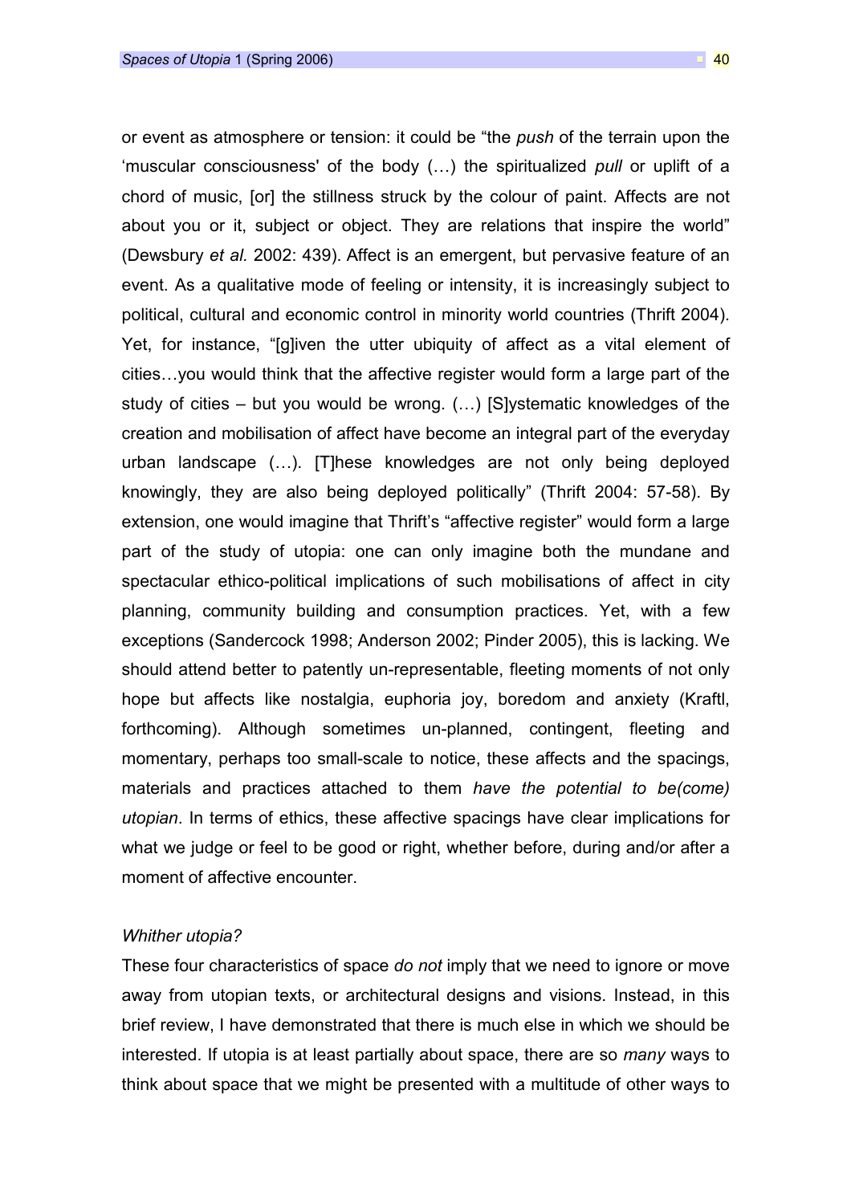or event as atmosphere or tension: it could be “the *push* of the terrain upon the ‘muscular consciousness' of the body (…) the spiritualized *pull* or uplift of a chord of music, [or] the stillness struck by the colour of paint. Affects are not about you or it, subject or object. They are relations that inspire the world” (Dewsbury *et al.* 2002: 439). Affect is an emergent, but pervasive feature of an event. As a qualitative mode of feeling or intensity, it is increasingly subject to political, cultural and economic control in minority world countries (Thrift 2004). Yet, for instance, “[g]iven the utter ubiquity of affect as a vital element of cities…you would think that the affective register would form a large part of the study of cities – but you would be wrong. (…) [S]ystematic knowledges of the creation and mobilisation of affect have become an integral part of the everyday urban landscape (…). [T]hese knowledges are not only being deployed knowingly, they are also being deployed politically” (Thrift 2004: 57-58). By extension, one would imagine that Thrift’s “affective register” would form a large part of the study of utopia: one can only imagine both the mundane and spectacular ethico-political implications of such mobilisations of affect in city planning, community building and consumption practices. Yet, with a few exceptions (Sandercock 1998; Anderson 2002; Pinder 2005), this is lacking. We should attend better to patently un-representable, fleeting moments of not only hope but affects like nostalgia, euphoria joy, boredom and anxiety (Kraftl, forthcoming). Although sometimes un-planned, contingent, fleeting and momentary, perhaps too small-scale to notice, these affects and the spacings, materials and practices attached to them *have the potential to be(come) utopian*. In terms of ethics, these affective spacings have clear implications for what we judge or feel to be good or right, whether before, during and/or after a moment of affective encounter.

### *Whither utopia?*

These four characteristics of space *do not* imply that we need to ignore or move away from utopian texts, or architectural designs and visions. Instead, in this brief review, I have demonstrated that there is much else in which we should be interested. If utopia is at least partially about space, there are so *many* ways to think about space that we might be presented with a multitude of other ways to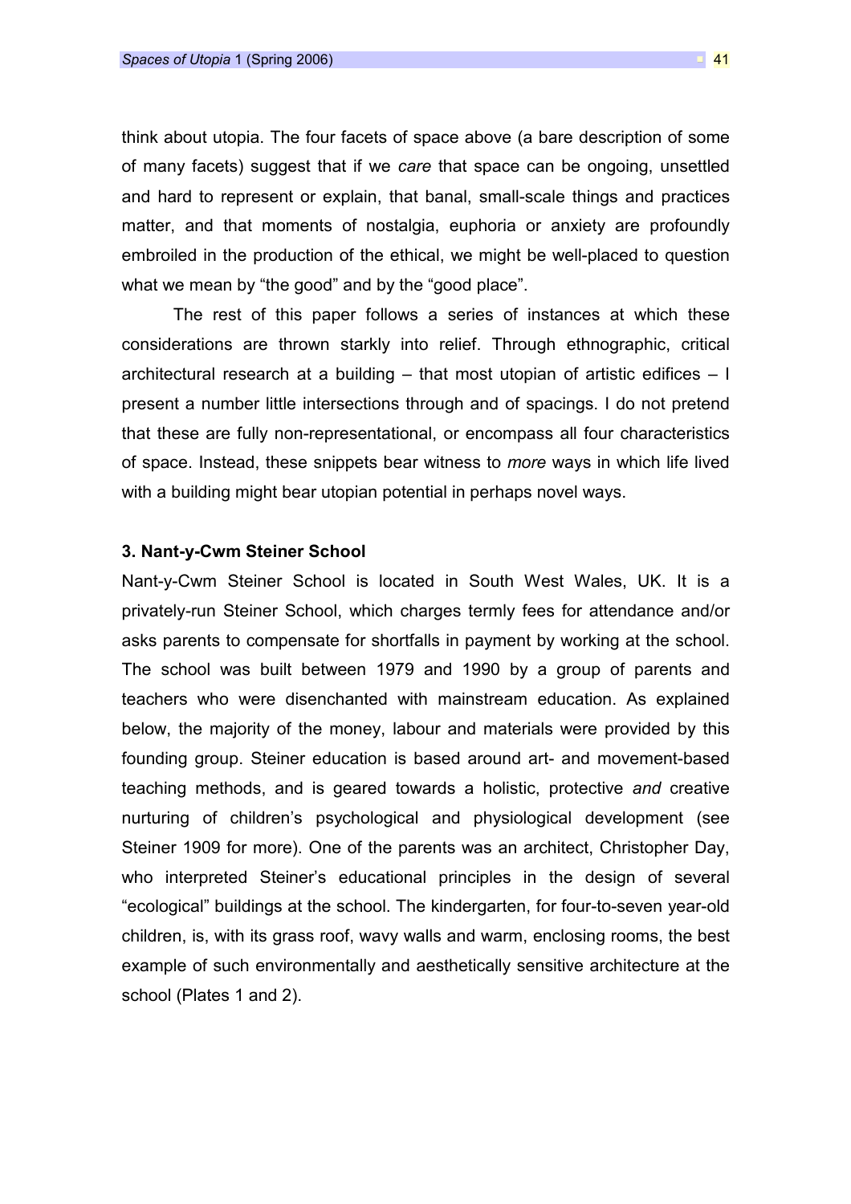think about utopia. The four facets of space above (a bare description of some of many facets) suggest that if we *care* that space can be ongoing, unsettled and hard to represent or explain, that banal, small-scale things and practices matter, and that moments of nostalgia, euphoria or anxiety are profoundly embroiled in the production of the ethical, we might be well-placed to question what we mean by “the good” and by the “good place”.

The rest of this paper follows a series of instances at which these considerations are thrown starkly into relief. Through ethnographic, critical architectural research at a building – that most utopian of artistic edifices – I present a number little intersections through and of spacings. I do not pretend that these are fully non-representational, or encompass all four characteristics of space. Instead, these snippets bear witness to *more* ways in which life lived with a building might bear utopian potential in perhaps novel ways.

### 3. Nant-y-Cwm Steiner School

Nant-y-Cwm Steiner School is located in South West Wales, UK. It is a privately-run Steiner School, which charges termly fees for attendance and/or asks parents to compensate for shortfalls in payment by working at the school. The school was built between 1979 and 1990 by a group of parents and teachers who were disenchanted with mainstream education. As explained below, the majority of the money, labour and materials were provided by this founding group. Steiner education is based around art- and movement-based teaching methods, and is geared towards a holistic, protective *and* creative nurturing of children’s psychological and physiological development (see Steiner 1909 for more). One of the parents was an architect, Christopher Day, who interpreted Steiner’s educational principles in the design of several “ecological” buildings at the school. The kindergarten, for four-to-seven year-old children, is, with its grass roof, wavy walls and warm, enclosing rooms, the best example of such environmentally and aesthetically sensitive architecture at the school (Plates 1 and 2).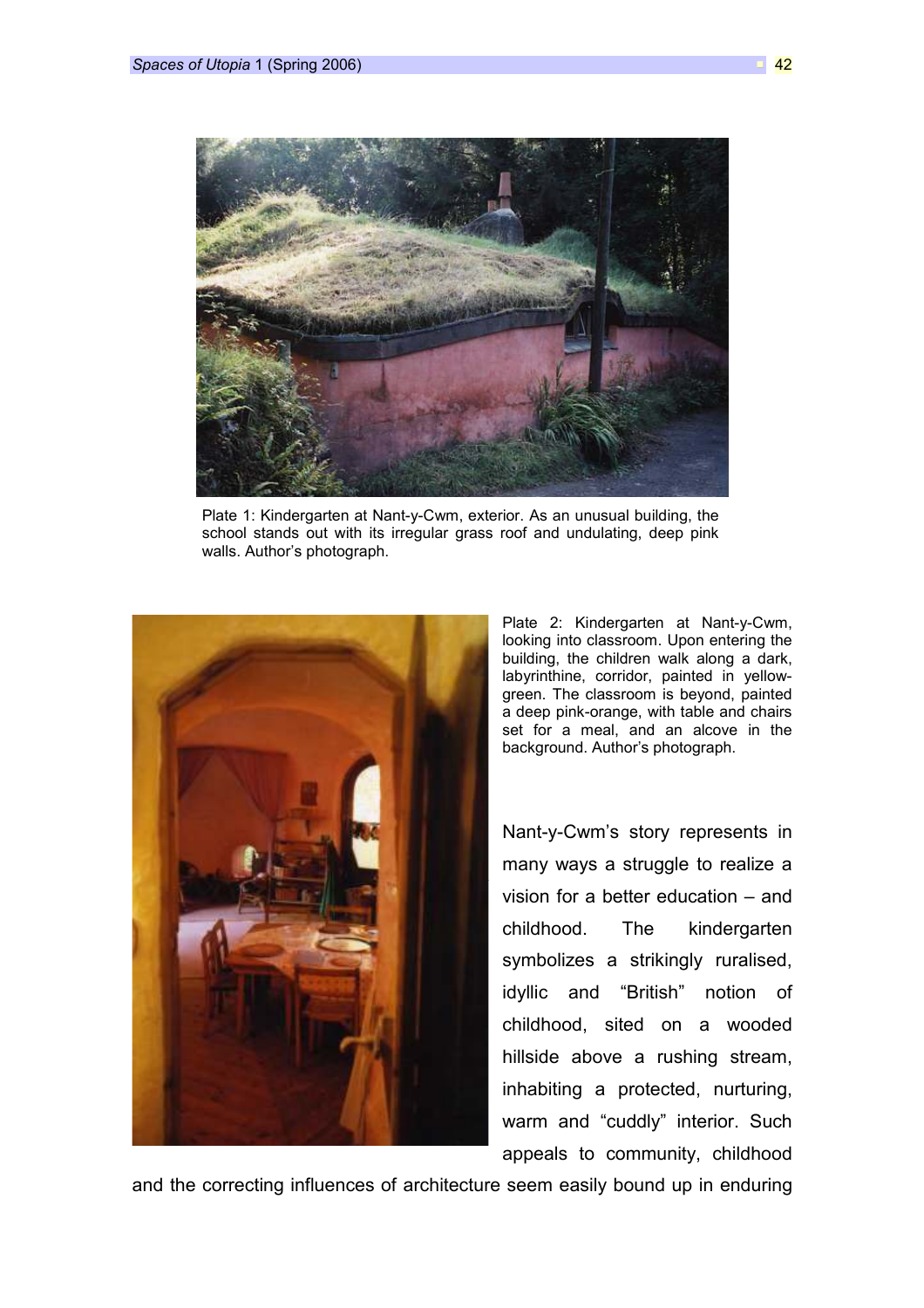Plate 1: Kindergarten at Nant-y-Cwm, exterior. As an unusual building, the school stands out with its irregular grass roof and undulating, deep pink walls. Author's photograph.

Plate 2: Kindergarten at Nant-y-Cwm, looking into classroom. Upon entering the building, the children walk along a dark, labyrinthine, corridor, painted in yellow-green. The classroom is beyond, painted a deep pink-orange, with table and chairs set for a meal, and an alcove in the background. Author's photograph.

Nant-y-Cwm's story represents in many ways a struggle to realize a vision for a better education – and childhood. The kindergarten symbolizes a strikingly ruralised, idyllic and "British" notion of childhood, sited on a wooded hillside above a rushing stream, inhabiting a protected, nurturing, warm and "cuddly" interior. Such appeals to community, childhood and the correcting influences of architecture seem easily bound up in enduring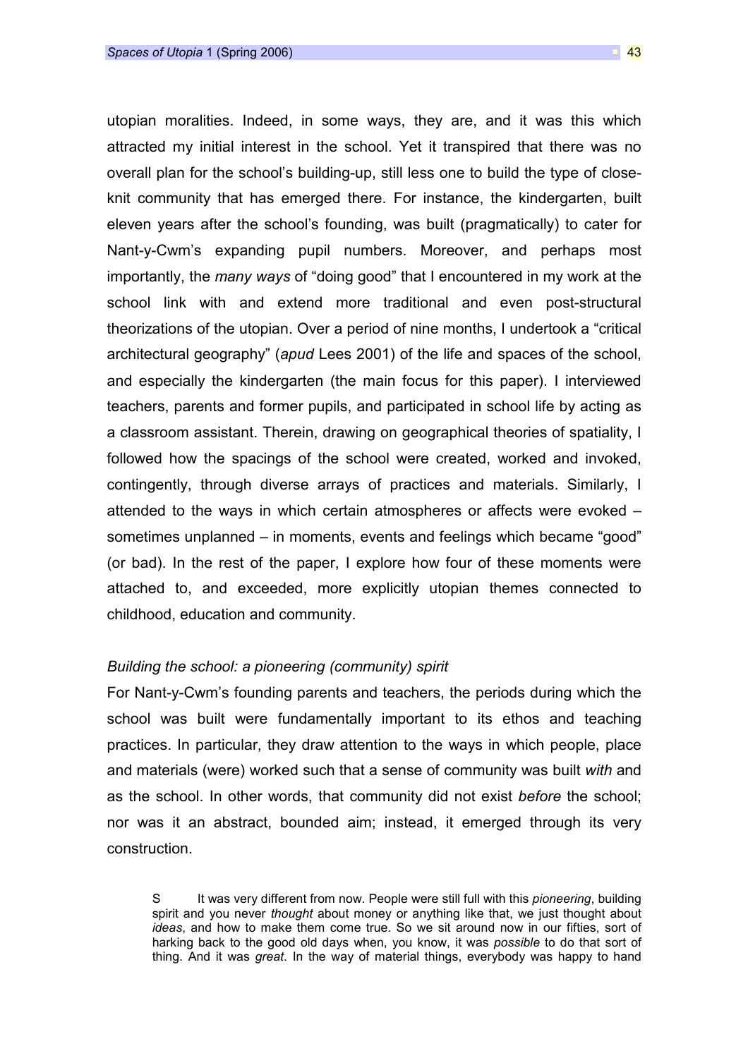utopian moralities. Indeed, in some ways, they are, and it was this which attracted my initial interest in the school. Yet it transpired that there was no overall plan for the school's building-up, still less one to build the type of close-knit community that has emerged there. For instance, the kindergarten, built eleven years after the school's founding, was built (pragmatically) to cater for Nant-y-Cwm's expanding pupil numbers. Moreover, and perhaps most importantly, the *many ways* of "doing good" that I encountered in my work at the school link with and extend more traditional and even post-structural theorizations of the utopian. Over a period of nine months, I undertook a "critical architectural geography" (*apud* Lees 2001) of the life and spaces of the school, and especially the kindergarten (the main focus for this paper). I interviewed teachers, parents and former pupils, and participated in school life by acting as a classroom assistant. Therein, drawing on geographical theories of spatiality, I followed how the spacings of the school were created, worked and invoked, contingently, through diverse arrays of practices and materials. Similarly, I attended to the ways in which certain atmospheres or affects were evoked – sometimes unplanned – in moments, events and feelings which became "good" (or bad). In the rest of the paper, I explore how four of these moments were attached to, and exceeded, more explicitly utopian themes connected to childhood, education and community.

*Building the school: a pioneering (community) spirit*

For Nant-y-Cwm's founding parents and teachers, the periods during which the school was built were fundamentally important to its ethos and teaching practices. In particular, they draw attention to the ways in which people, place and materials (were) worked such that a sense of community was built *with* and as the school. In other words, that community did not exist *before* the school; nor was it an abstract, bounded aim; instead, it emerged through its very construction.

> S It was very different from now. People were still full with this *pioneering*, building spirit and you never *thought* about money or anything like that, we just thought about *ideas*, and how to make them come true. So we sit around now in our fifties, sort of harking back to the good old days when, you know, it was *possible* to do that sort of thing. And it was *great*. In the way of material things, everybody was happy to hand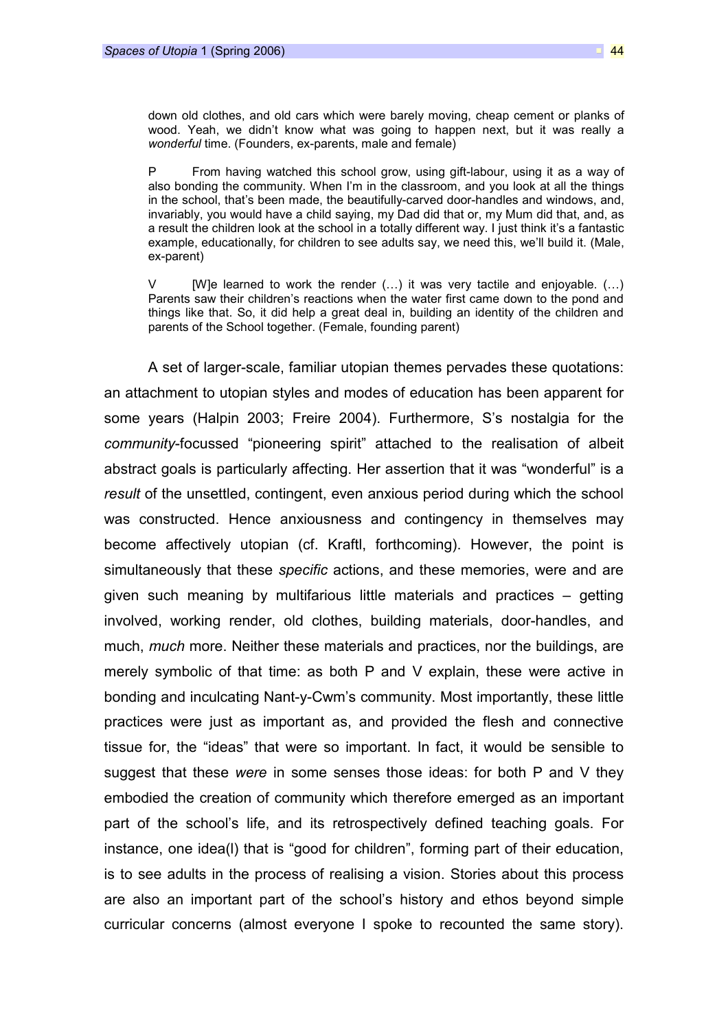down old clothes, and old cars which were barely moving, cheap cement or planks of wood. Yeah, we didn't know what was going to happen next, but it was really a *wonderful* time. (Founders, ex-parents, male and female)

P From having watched this school grow, using gift-labour, using it as a way of also bonding the community. When I'm in the classroom, and you look at all the things in the school, that's been made, the beautifully-carved door-handles and windows, and, invariably, you would have a child saying, my Dad did that or, my Mum did that, and, as a result the children look at the school in a totally different way. I just think it's a fantastic example, educationally, for children to see adults say, we need this, we'll build it. (Male, ex-parent)

V [W]e learned to work the render (…) it was very tactile and enjoyable. (…) Parents saw their children's reactions when the water first came down to the pond and things like that. So, it did help a great deal in, building an identity of the children and parents of the School together. (Female, founding parent)

A set of larger-scale, familiar utopian themes pervades these quotations: an attachment to utopian styles and modes of education has been apparent for some years (Halpin 2003; Freire 2004). Furthermore, S's nostalgia for the *community*-focussed "pioneering spirit" attached to the realisation of albeit abstract goals is particularly affecting. Her assertion that it was "wonderful" is a *result* of the unsettled, contingent, even anxious period during which the school was constructed. Hence anxiousness and contingency in themselves may become affectively utopian (cf. Kraftl, forthcoming). However, the point is simultaneously that these *specific* actions, and these memories, were and are given such meaning by multifarious little materials and practices – getting involved, working render, old clothes, building materials, door-handles, and much, *much* more. Neither these materials and practices, nor the buildings, are merely symbolic of that time: as both P and V explain, these were active in bonding and inculcating Nant-y-Cwm's community. Most importantly, these little practices were just as important as, and provided the flesh and connective tissue for, the "ideas" that were so important. In fact, it would be sensible to suggest that these *were* in some senses those ideas: for both P and V they embodied the creation of community which therefore emerged as an important part of the school's life, and its retrospectively defined teaching goals. For instance, one idea(l) that is "good for children", forming part of their education, is to see adults in the process of realising a vision. Stories about this process are also an important part of the school's history and ethos beyond simple curricular concerns (almost everyone I spoke to recounted the same story).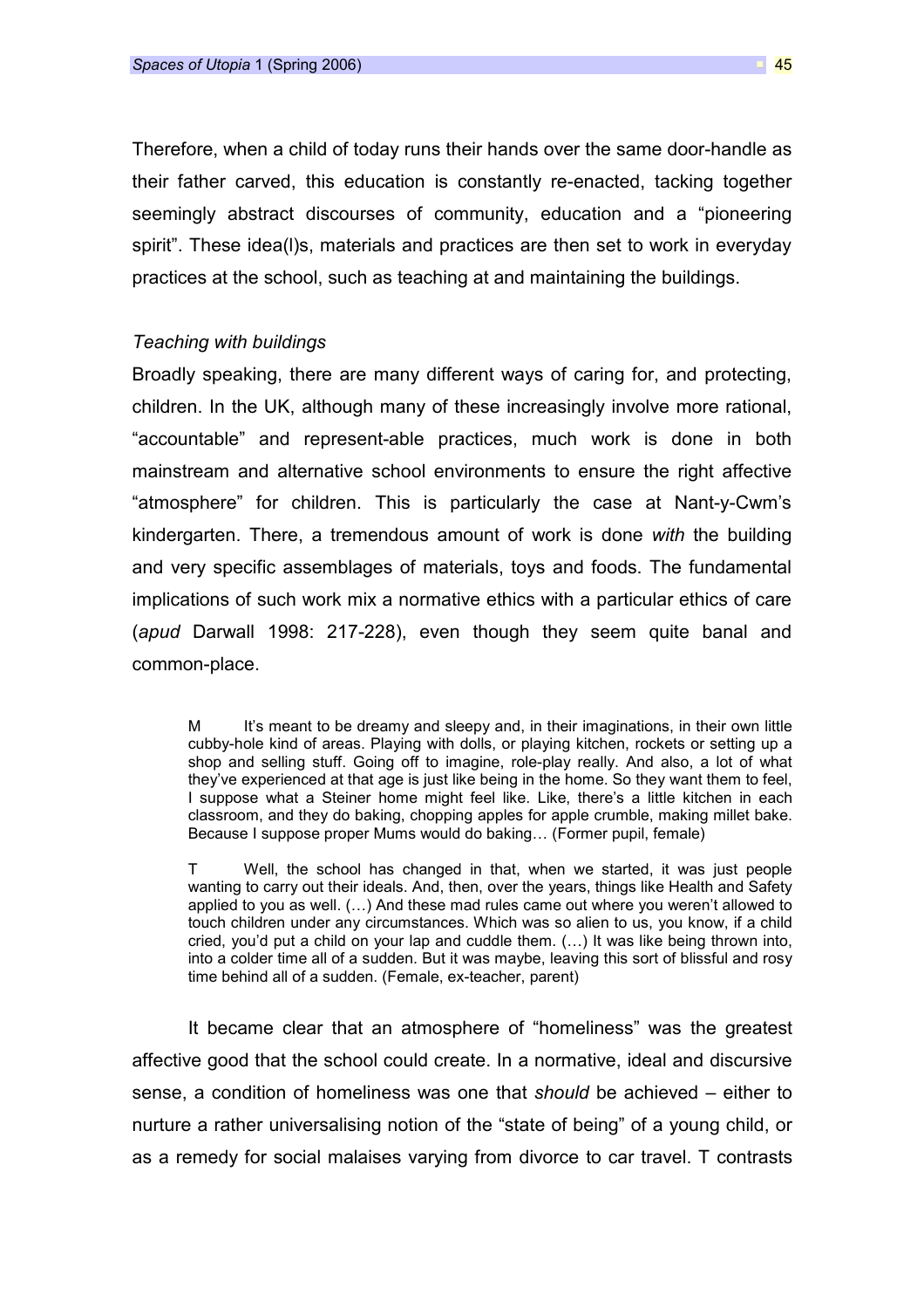Therefore, when a child of today runs their hands over the same door-handle as their father carved, this education is constantly re-enacted, tacking together seemingly abstract discourses of community, education and a "pioneering spirit". These idea(l)s, materials and practices are then set to work in everyday practices at the school, such as teaching at and maintaining the buildings.

### *Teaching with buildings*

Broadly speaking, there are many different ways of caring for, and protecting, children. In the UK, although many of these increasingly involve more rational, "accountable" and represent-able practices, much work is done in both mainstream and alternative school environments to ensure the right affective "atmosphere" for children. This is particularly the case at Nant-y-Cwm's kindergarten. There, a tremendous amount of work is done *with* the building and very specific assemblages of materials, toys and foods. The fundamental implications of such work mix a normative ethics with a particular ethics of care (*apud* Darwall 1998: 217-228), even though they seem quite banal and common-place.

> M It's meant to be dreamy and sleepy and, in their imaginations, in their own little cubby-hole kind of areas. Playing with dolls, or playing kitchen, rockets or setting up a shop and selling stuff. Going off to imagine, role-play really. And also, a lot of what they've experienced at that age is just like being in the home. So they want them to feel, I suppose what a Steiner home might feel like. Like, there's a little kitchen in each classroom, and they do baking, chopping apples for apple crumble, making millet bake. Because I suppose proper Mums would do baking… (Former pupil, female)

> T Well, the school has changed in that, when we started, it was just people wanting to carry out their ideals. And, then, over the years, things like Health and Safety applied to you as well. (…) And these mad rules came out where you weren't allowed to touch children under any circumstances. Which was so alien to us, you know, if a child cried, you'd put a child on your lap and cuddle them. (…) It was like being thrown into, into a colder time all of a sudden. But it was maybe, leaving this sort of blissful and rosy time behind all of a sudden. (Female, ex-teacher, parent)

It became clear that an atmosphere of "homeliness" was the greatest affective good that the school could create. In a normative, ideal and discursive sense, a condition of homeliness was one that *should* be achieved – either to nurture a rather universalising notion of the "state of being" of a young child, or as a remedy for social malaises varying from divorce to car travel. T contrasts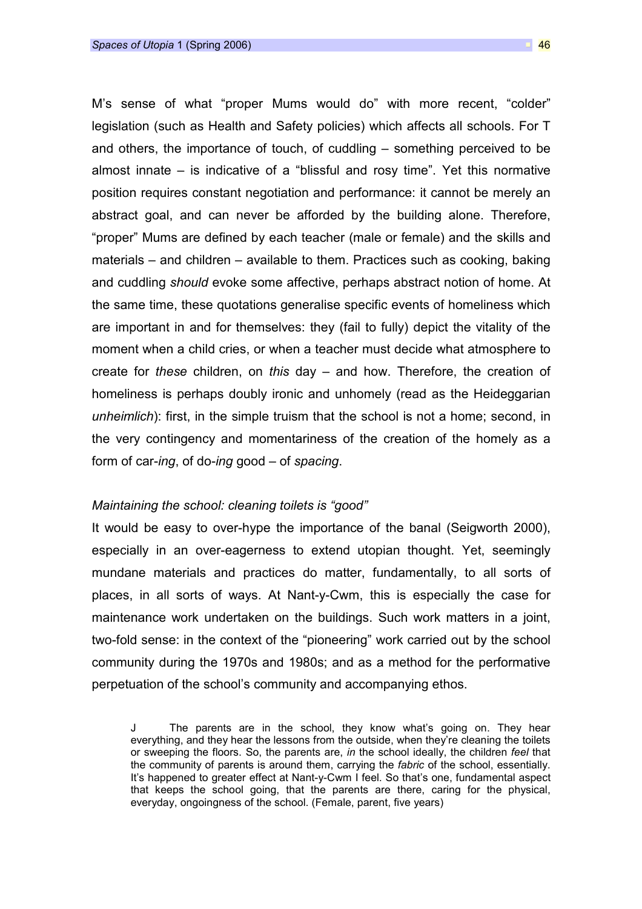M's sense of what "proper Mums would do" with more recent, "colder" legislation (such as Health and Safety policies) which affects all schools. For T and others, the importance of touch, of cuddling – something perceived to be almost innate – is indicative of a "blissful and rosy time". Yet this normative position requires constant negotiation and performance: it cannot be merely an abstract goal, and can never be afforded by the building alone. Therefore, "proper" Mums are defined by each teacher (male or female) and the skills and materials – and children – available to them. Practices such as cooking, baking and cuddling *should* evoke some affective, perhaps abstract notion of home. At the same time, these quotations generalise specific events of homeliness which are important in and for themselves: they (fail to fully) depict the vitality of the moment when a child cries, or when a teacher must decide what atmosphere to create for *these* children, on *this* day – and how. Therefore, the creation of homeliness is perhaps doubly ironic and unhomely (read as the Heideggarian *unheimlich*): first, in the simple truism that the school is not a home; second, in the very contingency and momentariness of the creation of the homely as a form of car-*ing*, of do-*ing* good – of *spacing*.

*Maintaining the school: cleaning toilets is "good"*

It would be easy to over-hype the importance of the banal (Seigworth 2000), especially in an over-eagerness to extend utopian thought. Yet, seemingly mundane materials and practices do matter, fundamentally, to all sorts of places, in all sorts of ways. At Nant-y-Cwm, this is especially the case for maintenance work undertaken on the buildings. Such work matters in a joint, two-fold sense: in the context of the "pioneering" work carried out by the school community during the 1970s and 1980s; and as a method for the performative perpetuation of the school's community and accompanying ethos.

> J  The parents are in the school, they know what's going on. They hear everything, and they hear the lessons from the outside, when they're cleaning the toilets or sweeping the floors. So, the parents are, *in* the school ideally, the children *feel* that the community of parents is around them, carrying the *fabric* of the school, essentially. It's happened to greater effect at Nant-y-Cwm I feel. So that's one, fundamental aspect that keeps the school going, that the parents are there, caring for the physical, everyday, ongoingness of the school. (Female, parent, five years)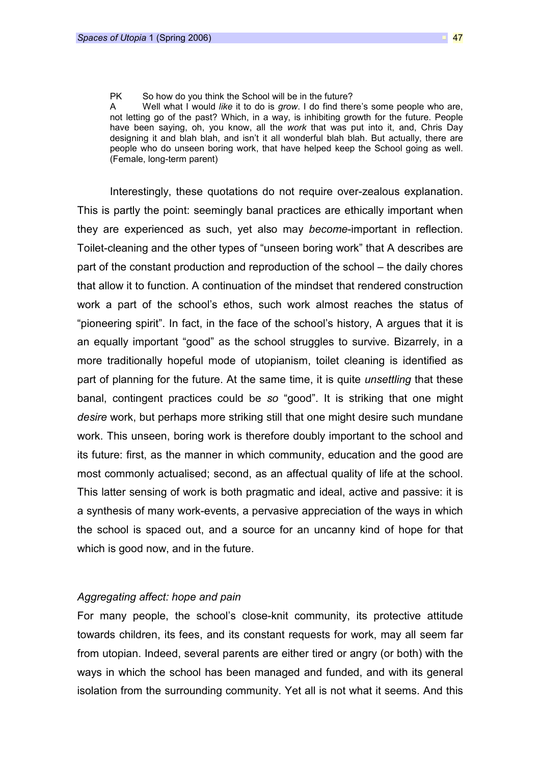> PK So how do you think the School will be in the future?
>
> A Well what I would *like* it to do is *grow*. I do find there's some people who are, not letting go of the past? Which, in a way, is inhibiting growth for the future. People have been saying, oh, you know, all the *work* that was put into it, and, Chris Day designing it and blah blah, and isn't it all wonderful blah blah. But actually, there are people who do unseen boring work, that have helped keep the School going as well. (Female, long-term parent)

Interestingly, these quotations do not require over-zealous explanation. This is partly the point: seemingly banal practices are ethically important when they are experienced as such, yet also may *become*-important in reflection. Toilet-cleaning and the other types of "unseen boring work" that A describes are part of the constant production and reproduction of the school – the daily chores that allow it to function. A continuation of the mindset that rendered construction work a part of the school's ethos, such work almost reaches the status of "pioneering spirit". In fact, in the face of the school's history, A argues that it is an equally important "good" as the school struggles to survive. Bizarrely, in a more traditionally hopeful mode of utopianism, toilet cleaning is identified as part of planning for the future. At the same time, it is quite *unsettling* that these banal, contingent practices could be *so* "good". It is striking that one might *desire* work, but perhaps more striking still that one might desire such mundane work. This unseen, boring work is therefore doubly important to the school and its future: first, as the manner in which community, education and the good are most commonly actualised; second, as an affectual quality of life at the school. This latter sensing of work is both pragmatic and ideal, active and passive: it is a synthesis of many work-events, a pervasive appreciation of the ways in which the school is spaced out, and a source for an uncanny kind of hope for that which is good now, and in the future.

### *Aggregating affect: hope and pain*

For many people, the school's close-knit community, its protective attitude towards children, its fees, and its constant requests for work, may all seem far from utopian. Indeed, several parents are either tired or angry (or both) with the ways in which the school has been managed and funded, and with its general isolation from the surrounding community. Yet all is not what it seems. And this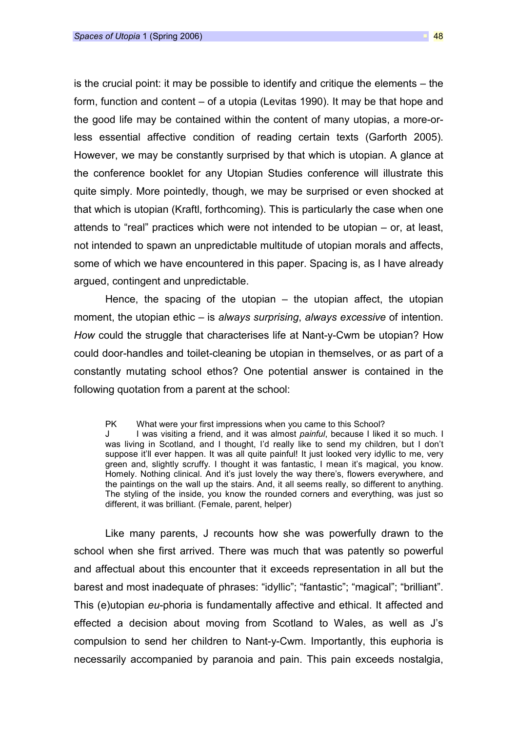is the crucial point: it may be possible to identify and critique the elements – the form, function and content – of a utopia (Levitas 1990). It may be that hope and the good life may be contained within the content of many utopias, a more-or-less essential affective condition of reading certain texts (Garforth 2005). However, we may be constantly surprised by that which is utopian. A glance at the conference booklet for any Utopian Studies conference will illustrate this quite simply. More pointedly, though, we may be surprised or even shocked at that which is utopian (Kraftl, forthcoming). This is particularly the case when one attends to "real" practices which were not intended to be utopian – or, at least, not intended to spawn an unpredictable multitude of utopian morals and affects, some of which we have encountered in this paper. Spacing is, as I have already argued, contingent and unpredictable.

Hence, the spacing of the utopian – the utopian affect, the utopian moment, the utopian ethic – is *always surprising*, *always excessive* of intention. *How* could the struggle that characterises life at Nant-y-Cwm be utopian? How could door-handles and toilet-cleaning be utopian in themselves, or as part of a constantly mutating school ethos? One potential answer is contained in the following quotation from a parent at the school:

> PK What were your first impressions when you came to this School?
>
> J I was visiting a friend, and it was almost *painful*, because I liked it so much. I was living in Scotland, and I thought, I'd really like to send my children, but I don't suppose it'll ever happen. It was all quite painful! It just looked very idyllic to me, very green and, slightly scruffy. I thought it was fantastic, I mean it's magical, you know. Homely. Nothing clinical. And it's just lovely the way there's, flowers everywhere, and the paintings on the wall up the stairs. And, it all seems really, so different to anything. The styling of the inside, you know the rounded corners and everything, was just so different, it was brilliant. (Female, parent, helper)

Like many parents, J recounts how she was powerfully drawn to the school when she first arrived. There was much that was patently so powerful and affectual about this encounter that it exceeds representation in all but the barest and most inadequate of phrases: "idyllic"; "fantastic"; "magical"; "brilliant". This (e)utopian *eu*-phoria is fundamentally affective and ethical. It affected and effected a decision about moving from Scotland to Wales, as well as J's compulsion to send her children to Nant-y-Cwm. Importantly, this euphoria is necessarily accompanied by paranoia and pain. This pain exceeds nostalgia,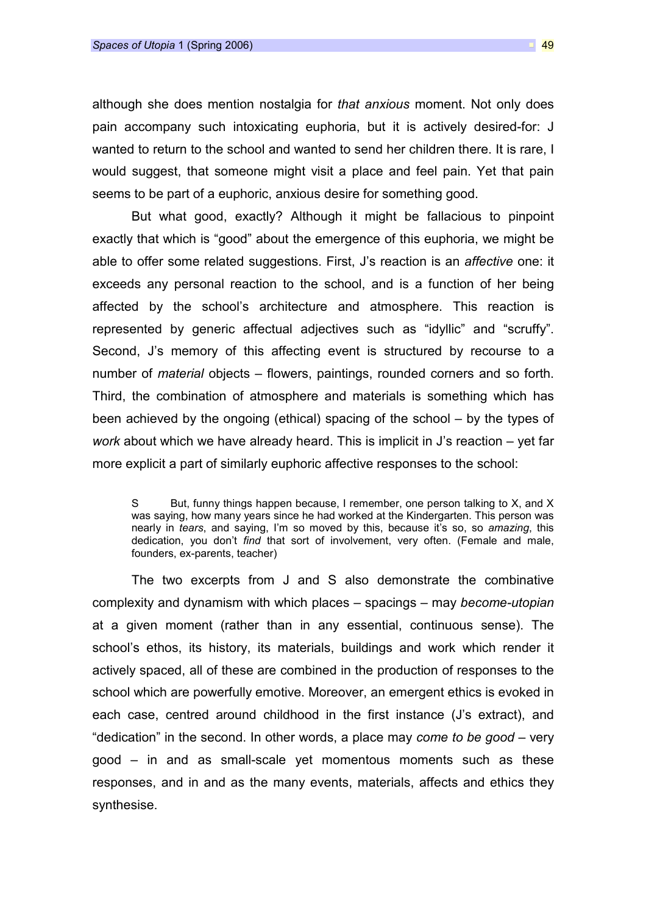although she does mention nostalgia for *that anxious* moment. Not only does pain accompany such intoxicating euphoria, but it is actively desired-for: J wanted to return to the school and wanted to send her children there. It is rare, I would suggest, that someone might visit a place and feel pain. Yet that pain seems to be part of a euphoric, anxious desire for something good.

But what good, exactly? Although it might be fallacious to pinpoint exactly that which is "good" about the emergence of this euphoria, we might be able to offer some related suggestions. First, J's reaction is an *affective* one: it exceeds any personal reaction to the school, and is a function of her being affected by the school's architecture and atmosphere. This reaction is represented by generic affectual adjectives such as "idyllic" and "scruffy". Second, J's memory of this affecting event is structured by recourse to a number of *material* objects – flowers, paintings, rounded corners and so forth. Third, the combination of atmosphere and materials is something which has been achieved by the ongoing (ethical) spacing of the school – by the types of *work* about which we have already heard. This is implicit in J's reaction – yet far more explicit a part of similarly euphoric affective responses to the school:

> S But, funny things happen because, I remember, one person talking to X, and X was saying, how many years since he had worked at the Kindergarten. This person was nearly in *tears*, and saying, I'm so moved by this, because it's so, so *amazing*, this dedication, you don't *find* that sort of involvement, very often. (Female and male, founders, ex-parents, teacher)

The two excerpts from J and S also demonstrate the combinative complexity and dynamism with which places – spacings – may *become-utopian* at a given moment (rather than in any essential, continuous sense). The school's ethos, its history, its materials, buildings and work which render it actively spaced, all of these are combined in the production of responses to the school which are powerfully emotive. Moreover, an emergent ethics is evoked in each case, centred around childhood in the first instance (J's extract), and "dedication" in the second. In other words, a place may *come to be good* – very good – in and as small-scale yet momentous moments such as these responses, and in and as the many events, materials, affects and ethics they synthesise.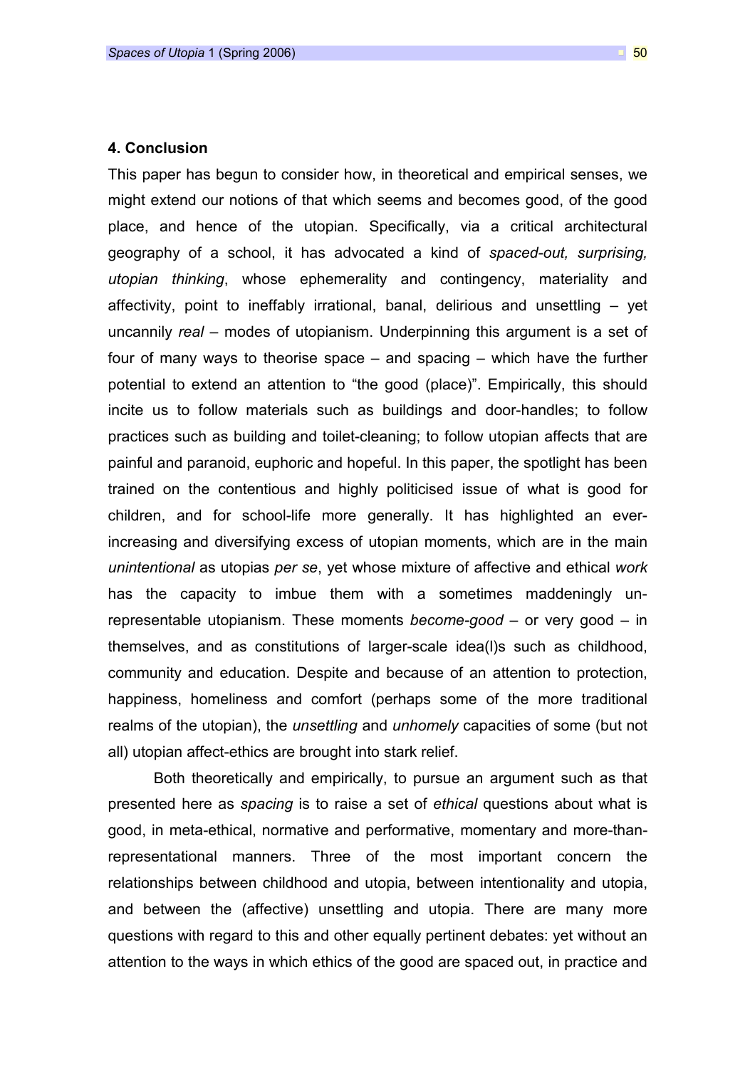## 4. Conclusion

This paper has begun to consider how, in theoretical and empirical senses, we might extend our notions of that which seems and becomes good, of the good place, and hence of the utopian. Specifically, via a critical architectural geography of a school, it has advocated a kind of *spaced-out, surprising, utopian thinking*, whose ephemerality and contingency, materiality and affectivity, point to ineffably irrational, banal, delirious and unsettling – yet uncannily *real* – modes of utopianism. Underpinning this argument is a set of four of many ways to theorise space – and spacing – which have the further potential to extend an attention to "the good (place)". Empirically, this should incite us to follow materials such as buildings and door-handles; to follow practices such as building and toilet-cleaning; to follow utopian affects that are painful and paranoid, euphoric and hopeful. In this paper, the spotlight has been trained on the contentious and highly politicised issue of what is good for children, and for school-life more generally. It has highlighted an ever-increasing and diversifying excess of utopian moments, which are in the main *unintentional* as utopias *per se*, yet whose mixture of affective and ethical *work* has the capacity to imbue them with a sometimes maddeningly un-representable utopianism. These moments *become-good* – or very good – in themselves, and as constitutions of larger-scale idea(l)s such as childhood, community and education. Despite and because of an attention to protection, happiness, homeliness and comfort (perhaps some of the more traditional realms of the utopian), the *unsettling* and *unhomely* capacities of some (but not all) utopian affect-ethics are brought into stark relief.

Both theoretically and empirically, to pursue an argument such as that presented here as *spacing* is to raise a set of *ethical* questions about what is good, in meta-ethical, normative and performative, momentary and more-than-representational manners. Three of the most important concern the relationships between childhood and utopia, between intentionality and utopia, and between the (affective) unsettling and utopia. There are many more questions with regard to this and other equally pertinent debates: yet without an attention to the ways in which ethics of the good are spaced out, in practice and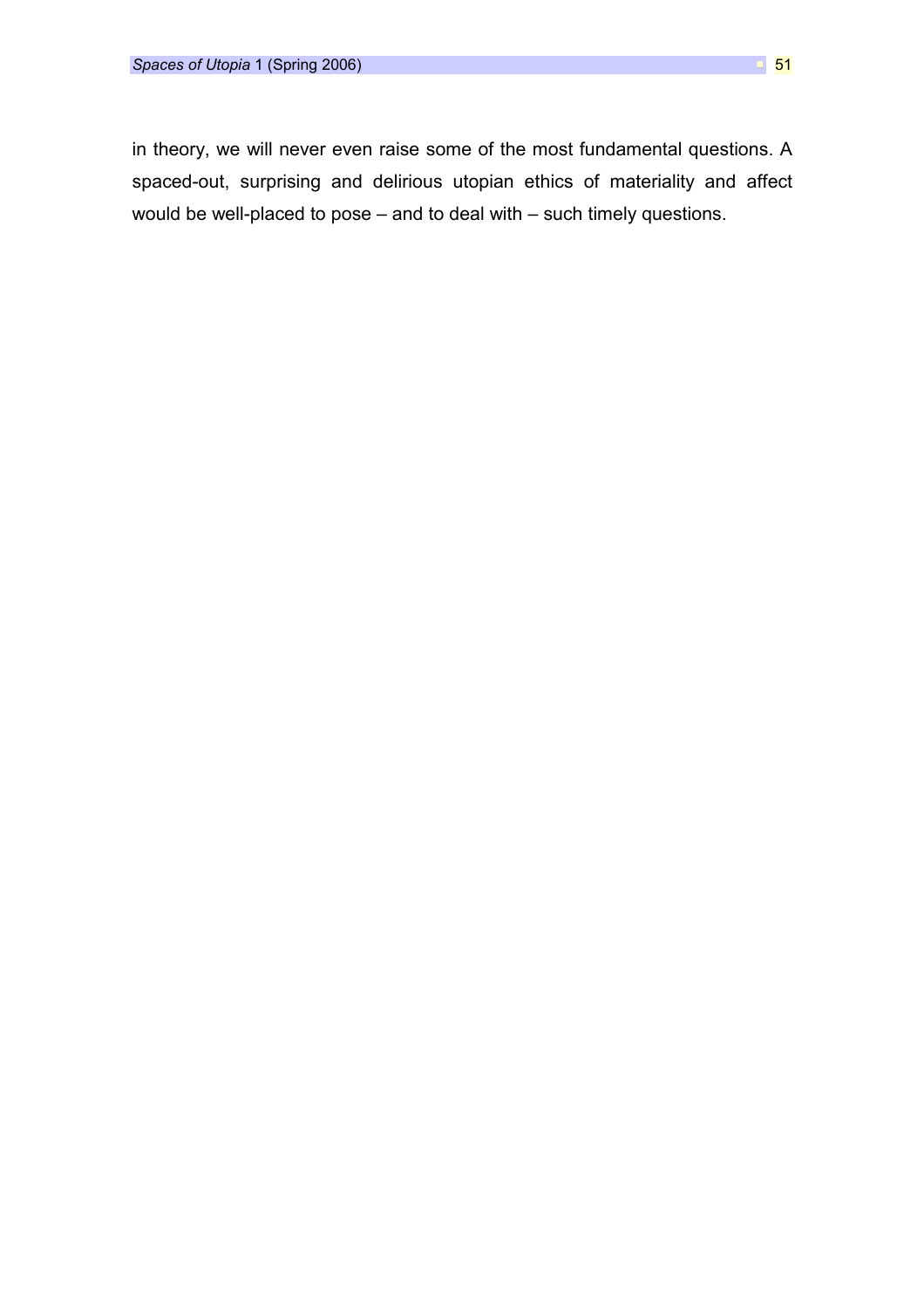in theory, we will never even raise some of the most fundamental questions. A spaced-out, surprising and delirious utopian ethics of materiality and affect would be well-placed to pose – and to deal with – such timely questions.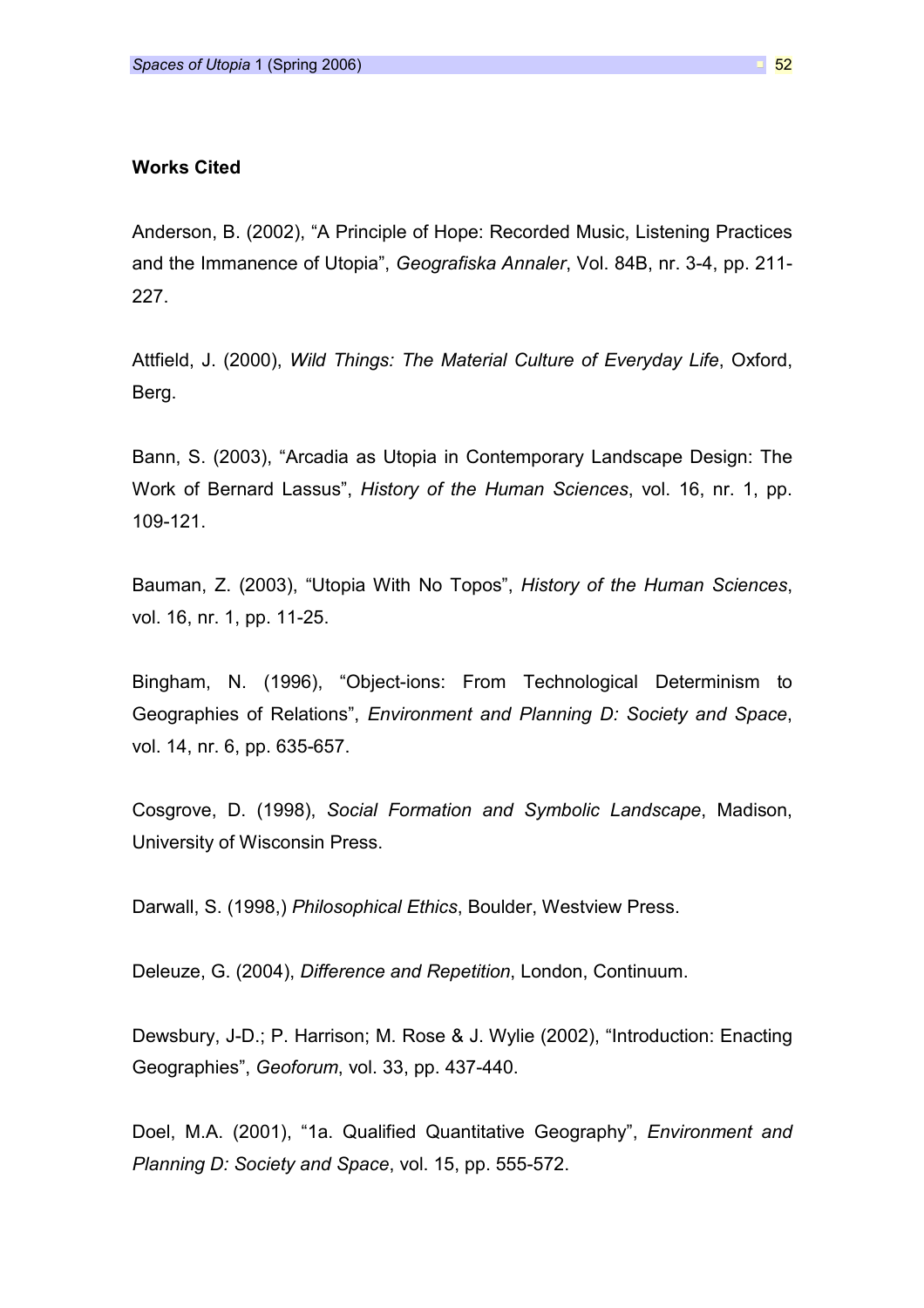**Works Cited**

Anderson, B. (2002), "A Principle of Hope: Recorded Music, Listening Practices and the Immanence of Utopia", *Geografiska Annaler*, Vol. 84B, nr. 3-4, pp. 211-227.

Attfield, J. (2000), *Wild Things: The Material Culture of Everyday Life*, Oxford, Berg.

Bann, S. (2003), "Arcadia as Utopia in Contemporary Landscape Design: The Work of Bernard Lassus", *History of the Human Sciences*, vol. 16, nr. 1, pp. 109-121.

Bauman, Z. (2003), "Utopia With No Topos", *History of the Human Sciences*, vol. 16, nr. 1, pp. 11-25.

Bingham, N. (1996), "Object-ions: From Technological Determinism to Geographies of Relations", *Environment and Planning D: Society and Space*, vol. 14, nr. 6, pp. 635-657.

Cosgrove, D. (1998), *Social Formation and Symbolic Landscape*, Madison, University of Wisconsin Press.

Darwall, S. (1998,) *Philosophical Ethics*, Boulder, Westview Press.

Deleuze, G. (2004), *Difference and Repetition*, London, Continuum.

Dewsbury, J-D.; P. Harrison; M. Rose & J. Wylie (2002), "Introduction: Enacting Geographies", *Geoforum*, vol. 33, pp. 437-440.

Doel, M.A. (2001), "1a. Qualified Quantitative Geography", *Environment and Planning D: Society and Space*, vol. 15, pp. 555-572.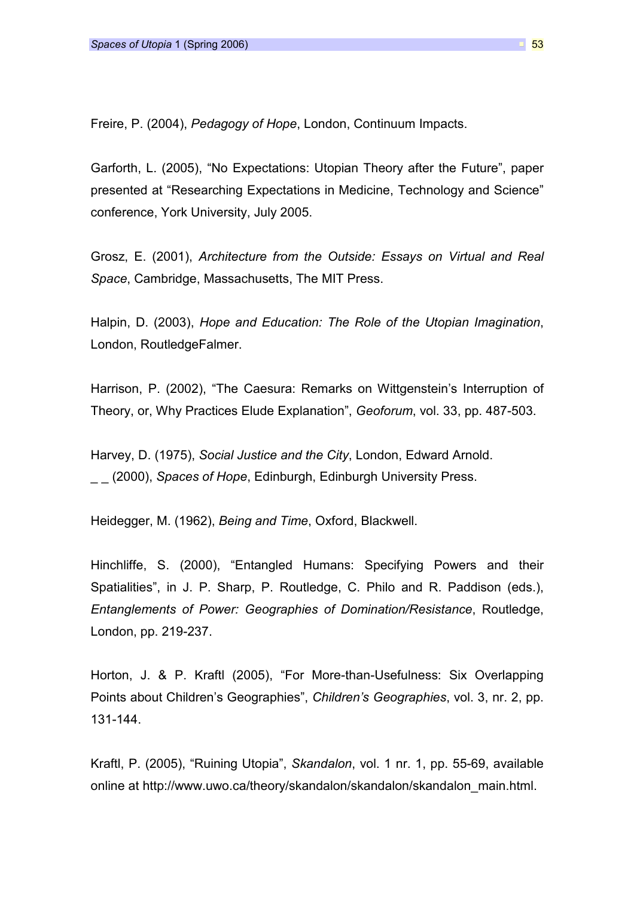Freire, P. (2004), *Pedagogy of Hope*, London, Continuum Impacts.

Garforth, L. (2005), "No Expectations: Utopian Theory after the Future", paper presented at "Researching Expectations in Medicine, Technology and Science" conference, York University, July 2005.

Grosz, E. (2001), *Architecture from the Outside: Essays on Virtual and Real Space*, Cambridge, Massachusetts, The MIT Press.

Halpin, D. (2003), *Hope and Education: The Role of the Utopian Imagination*, London, RoutledgeFalmer.

Harrison, P. (2002), "The Caesura: Remarks on Wittgenstein's Interruption of Theory, or, Why Practices Elude Explanation", *Geoforum*, vol. 33, pp. 487-503.

Harvey, D. (1975), *Social Justice and the City*, London, Edward Arnold.
_ _ (2000), *Spaces of Hope*, Edinburgh, Edinburgh University Press.

Heidegger, M. (1962), *Being and Time*, Oxford, Blackwell.

Hinchliffe, S. (2000), "Entangled Humans: Specifying Powers and their Spatialities", in J. P. Sharp, P. Routledge, C. Philo and R. Paddison (eds.), *Entanglements of Power: Geographies of Domination/Resistance*, Routledge, London, pp. 219-237.

Horton, J. & P. Kraftl (2005), "For More-than-Usefulness: Six Overlapping Points about Children's Geographies", *Children's Geographies*, vol. 3, nr. 2, pp. 131-144.

Kraftl, P. (2005), "Ruining Utopia", *Skandalon*, vol. 1 nr. 1, pp. 55-69, available online at http://www.uwo.ca/theory/skandalon/skandalon/skandalon_main.html.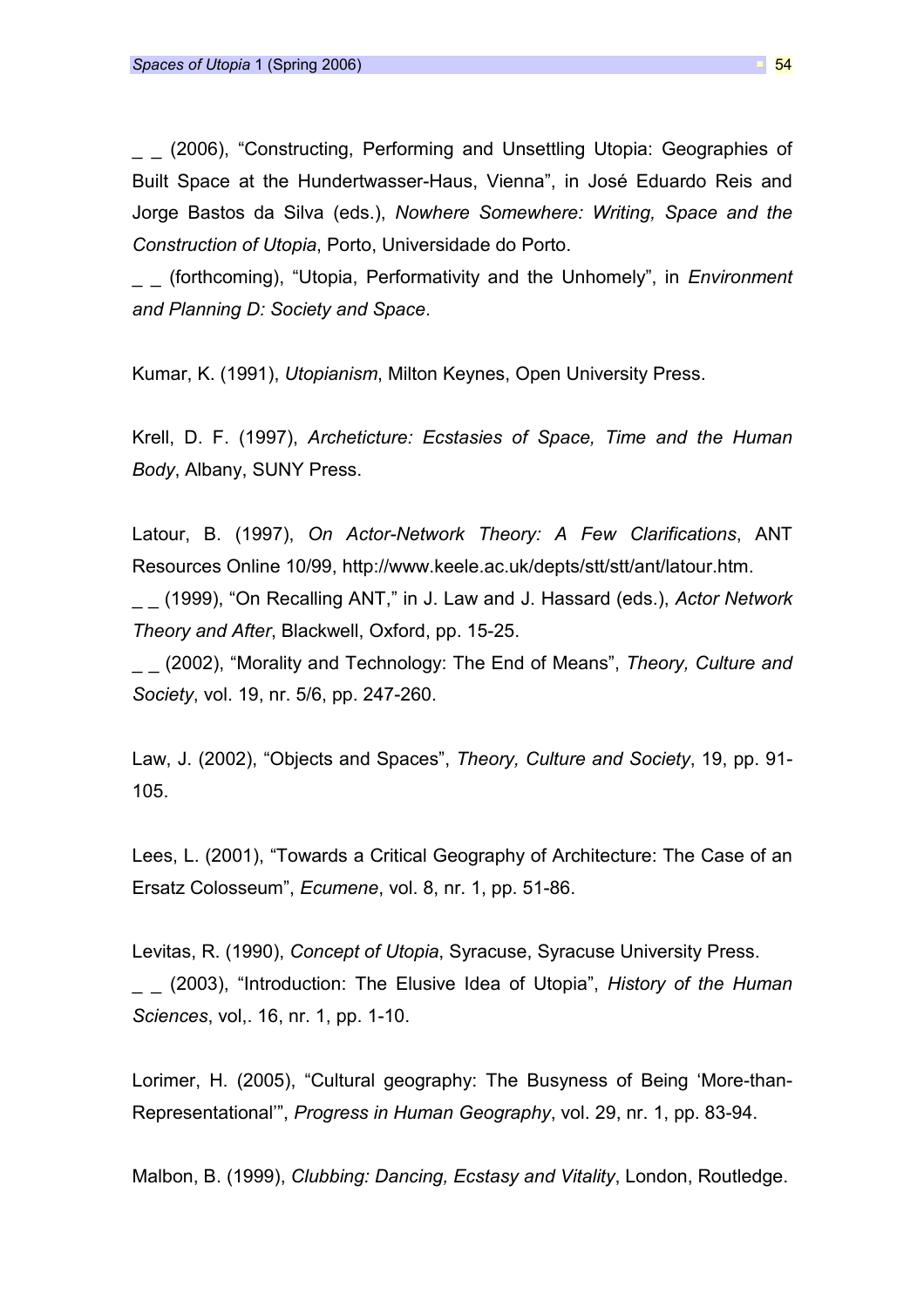_ _ (2006), "Constructing, Performing and Unsettling Utopia: Geographies of Built Space at the Hundertwasser-Haus, Vienna", in José Eduardo Reis and Jorge Bastos da Silva (eds.), *Nowhere Somewhere: Writing, Space and the Construction of Utopia*, Porto, Universidade do Porto.

_ _ (forthcoming), "Utopia, Performativity and the Unhomely", in *Environment and Planning D: Society and Space*.

Kumar, K. (1991), *Utopianism*, Milton Keynes, Open University Press.

Krell, D. F. (1997), *Archeticture: Ecstasies of Space, Time and the Human Body*, Albany, SUNY Press.

Latour, B. (1997), *On Actor-Network Theory: A Few Clarifications*, ANT Resources Online 10/99, http://www.keele.ac.uk/depts/stt/stt/ant/latour.htm.

_ _ (1999), "On Recalling ANT," in J. Law and J. Hassard (eds.), *Actor Network Theory and After*, Blackwell, Oxford, pp. 15-25.

_ _ (2002), "Morality and Technology: The End of Means", *Theory, Culture and Society*, vol. 19, nr. 5/6, pp. 247-260.

Law, J. (2002), "Objects and Spaces", *Theory, Culture and Society*, 19, pp. 91-105.

Lees, L. (2001), "Towards a Critical Geography of Architecture: The Case of an Ersatz Colosseum", *Ecumene*, vol. 8, nr. 1, pp. 51-86.

Levitas, R. (1990), *Concept of Utopia*, Syracuse, Syracuse University Press.

_ _ (2003), "Introduction: The Elusive Idea of Utopia", *History of the Human Sciences*, vol,. 16, nr. 1, pp. 1-10.

Lorimer, H. (2005), "Cultural geography: The Busyness of Being 'More-than-Representational'", *Progress in Human Geography*, vol. 29, nr. 1, pp. 83-94.

Malbon, B. (1999), *Clubbing: Dancing, Ecstasy and Vitality*, London, Routledge.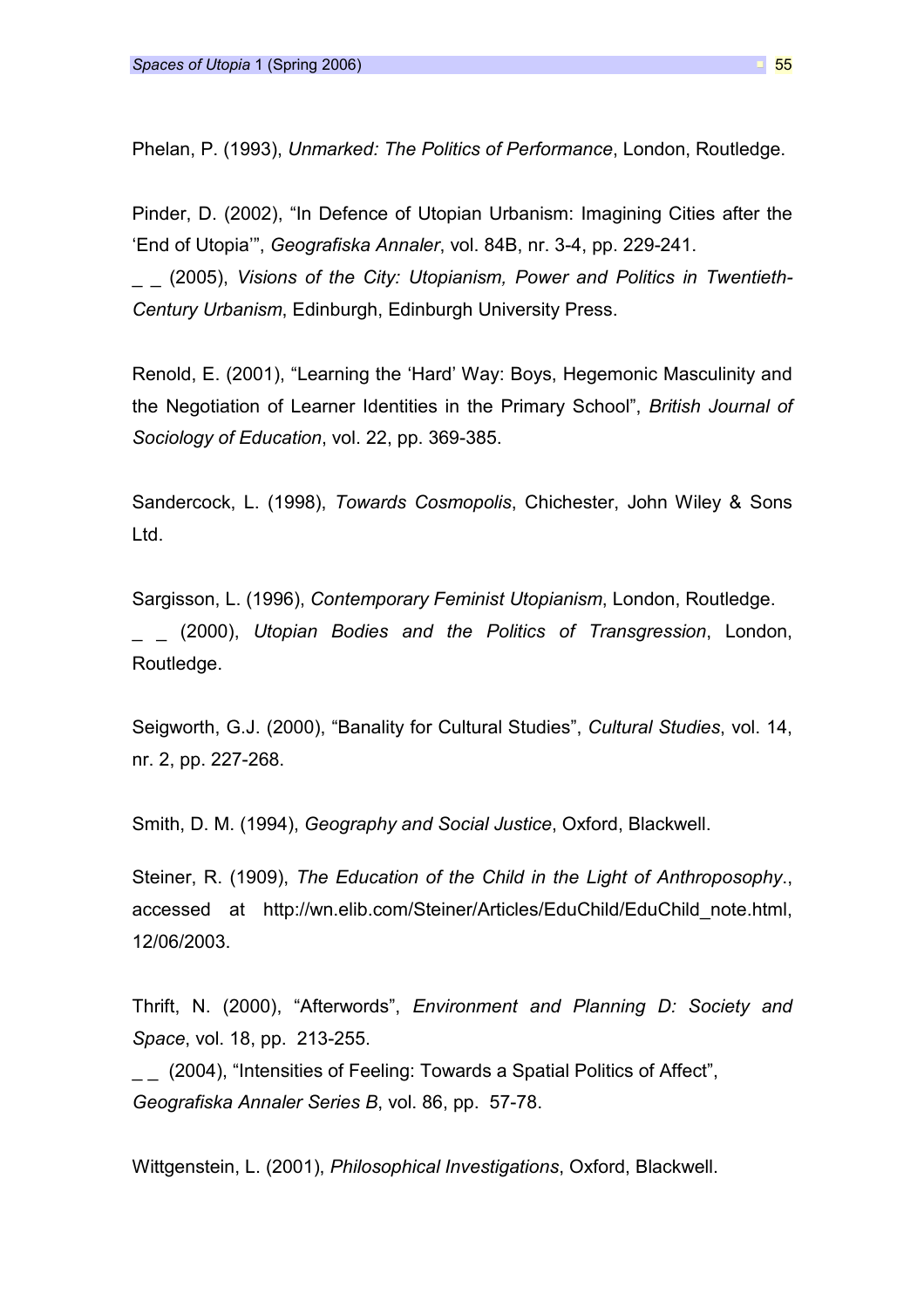Phelan, P. (1993), *Unmarked: The Politics of Performance*, London, Routledge.

Pinder, D. (2002), "In Defence of Utopian Urbanism: Imagining Cities after the 'End of Utopia'", *Geografiska Annaler*, vol. 84B, nr. 3-4, pp. 229-241.

_ _ (2005), *Visions of the City: Utopianism, Power and Politics in Twentieth-Century Urbanism*, Edinburgh, Edinburgh University Press.

Renold, E. (2001), "Learning the 'Hard' Way: Boys, Hegemonic Masculinity and the Negotiation of Learner Identities in the Primary School", *British Journal of Sociology of Education*, vol. 22, pp. 369-385.

Sandercock, L. (1998), *Towards Cosmopolis*, Chichester, John Wiley & Sons Ltd.

Sargisson, L. (1996), *Contemporary Feminist Utopianism*, London, Routledge.

_ _ (2000), *Utopian Bodies and the Politics of Transgression*, London, Routledge.

Seigworth, G.J. (2000), "Banality for Cultural Studies", *Cultural Studies*, vol. 14, nr. 2, pp. 227-268.

Smith, D. M. (1994), *Geography and Social Justice*, Oxford, Blackwell.

Steiner, R. (1909), *The Education of the Child in the Light of Anthroposophy*., accessed at http://wn.elib.com/Steiner/Articles/EduChild/EduChild_note.html, 12/06/2003.

Thrift, N. (2000), "Afterwords", *Environment and Planning D: Society and Space*, vol. 18, pp. 213-255.

_ _ (2004), "Intensities of Feeling: Towards a Spatial Politics of Affect", *Geografiska Annaler Series B*, vol. 86, pp. 57-78.

Wittgenstein, L. (2001), *Philosophical Investigations*, Oxford, Blackwell.